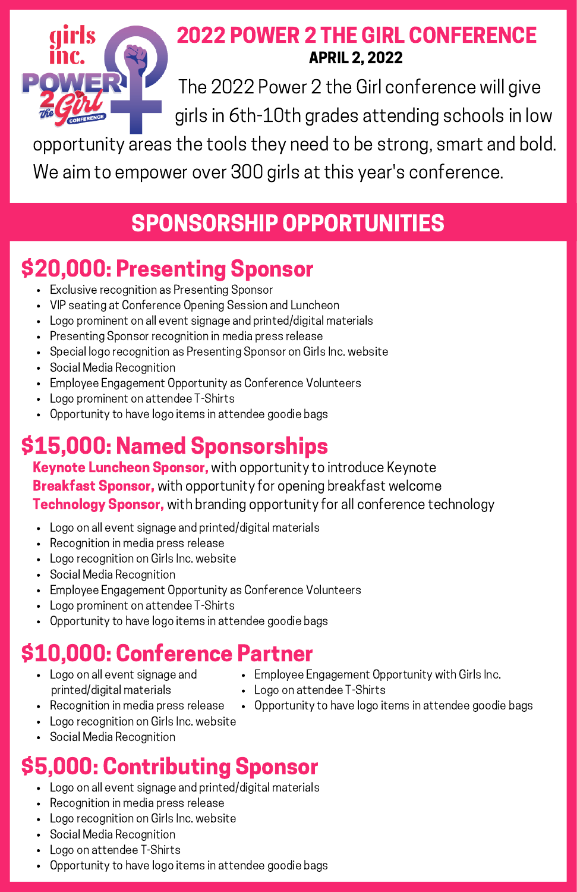# 2022 POWER 2 THE GIRL CONFERENCE

**APRIL 2, 2022**

The 2022 Power 2 the Girl conference will give girls in 6th-10th grades attending schools in low opportunity areas the tools they need to be strong, smart and bold. We aim to empower over 300 girls at this year's conference.

## SPONSORSHIP OPPORTUNITIES

### $20,000: Presenting Sponsor

- Exclusive recognition as Presenting Sponsor
- VIP seating at Conference Opening Session and Luncheon
- Logo prominent on all event signage and printed/digital materials
- Presenting Sponsor recognition in media press release
- Special logo recognition as Presenting Sponsor on Girls Inc. website
- Social Media Recognition
- Employee Engagement Opportunity as Conference Volunteers
- Logo prominent on attendee T-Shirts
- Opportunity to have logo items in attendee goodie bags

### $15,000: Named Sponsorships

**Keynote Luncheon Sponsor,** with opportunity to introduce Keynote
**Breakfast Sponsor,** with opportunity for opening breakfast welcome
**Technology Sponsor,** with branding opportunity for all conference technology

- Logo on all event signage and printed/digital materials
- Recognition in media press release
- Logo recognition on Girls Inc. website
- Social Media Recognition
- Employee Engagement Opportunity as Conference Volunteers
- Logo prominent on attendee T-Shirts
- Opportunity to have logo items in attendee goodie bags

### $10,000: Conference Partner

- Logo on all event signage and printed/digital materials
- Recognition in media press release
- Logo recognition on Girls Inc. website
- Social Media Recognition
- Employee Engagement Opportunity with Girls Inc.
- Logo on attendee T-Shirts
- Opportunity to have logo items in attendee goodie bags

### $5,000: Contributing Sponsor

- Logo on all event signage and printed/digital materials
- Recognition in media press release
- Logo recognition on Girls Inc. website
- Social Media Recognition
- Logo on attendee T-Shirts
- Opportunity to have logo items in attendee goodie bags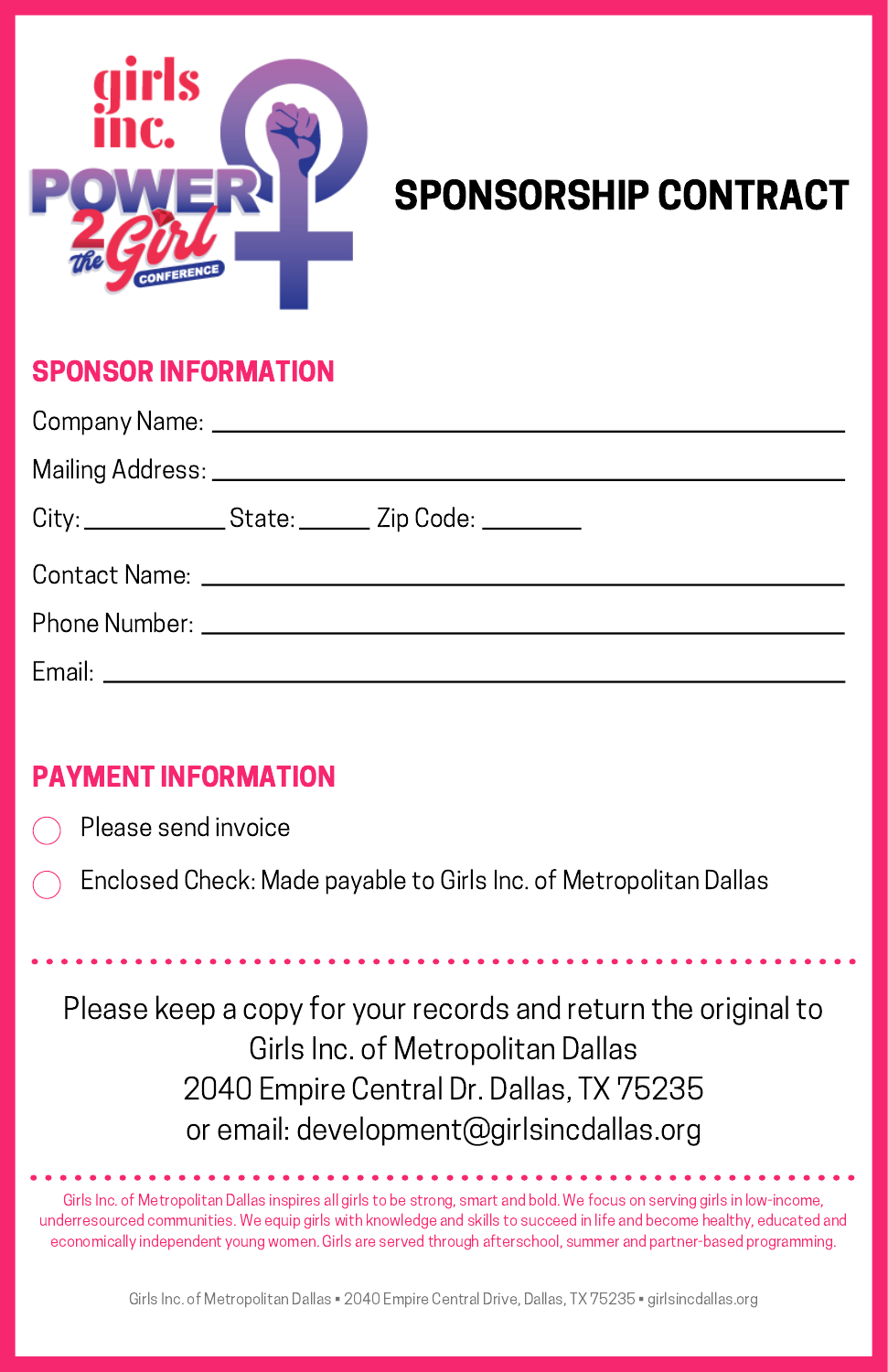# SPONSORSHIP CONTRACT

## SPONSOR INFORMATION

Company Name: ______________________________________________

Mailing Address: ______________________________________________

City: ____________ State: ______ Zip Code: ________

Contact Name: ______________________________________________

Phone Number: ______________________________________________

Email: ______________________________________________

## PAYMENT INFORMATION

- ◯ Please send invoice
- ◯ Enclosed Check: Made payable to Girls Inc. of Metropolitan Dallas

Please keep a copy for your records and return the original to
Girls Inc. of Metropolitan Dallas
2040 Empire Central Dr. Dallas, TX 75235
or email: development@girlsincdallas.org

Girls Inc. of Metropolitan Dallas inspires all girls to be strong, smart and bold. We focus on serving girls in low-income, underresourced communities. We equip girls with knowledge and skills to succeed in life and become healthy, educated and economically independent young women. Girls are served through afterschool, summer and partner-based programming.

Girls Inc. of Metropolitan Dallas ▪ 2040 Empire Central Drive, Dallas, TX 75235 ▪ girlsincdallas.org